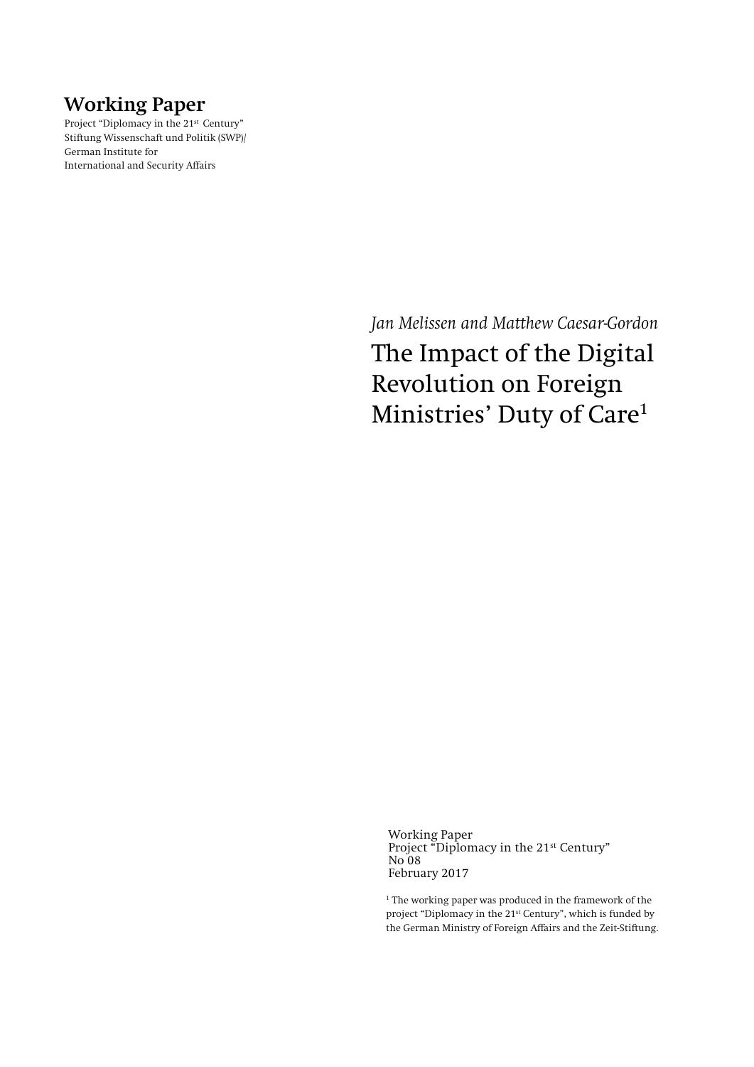**Working Paper**

Project "Diplomacy in the 21st Century"
Stiftung Wissenschaft und Politik (SWP)/
German Institute for
International and Security Affairs

*Jan Melissen and Matthew Caesar-Gordon*

# The Impact of the Digital Revolution on Foreign Ministries' Duty of Care[1]

Working Paper
Project "Diplomacy in the 21st Century"
No 08
February 2017

[1] The working paper was produced in the framework of the project "Diplomacy in the 21st Century", which is funded by the German Ministry of Foreign Affairs and the Zeit-Stiftung.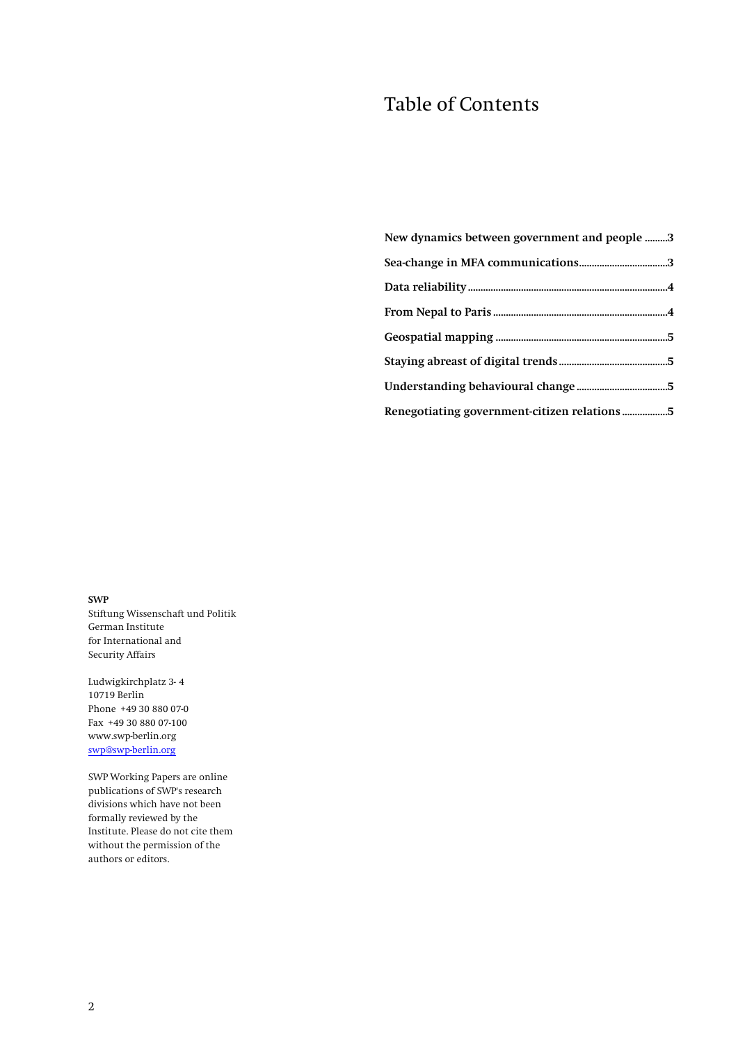# Table of Contents

**New dynamics between government and people** .........3

**Sea-change in MFA communications**..................................3

**Data reliability**..............................................................................4

**From Nepal to Paris** ....................................................................4

**Geospatial mapping** ...................................................................5

**Staying abreast of digital trends**..........................................5

**Understanding behavioural change**...................................5

**Renegotiating government-citizen relations**.................5

**SWP**
Stiftung Wissenschaft und Politik
German Institute
for International and
Security Affairs

Ludwigkirchplatz 3-4
10719 Berlin
Phone +49 30 880 07-0
Fax +49 30 880 07-100
www.swp-berlin.org
swp@swp-berlin.org

SWP Working Papers are online publications of SWP's research divisions which have not been formally reviewed by the Institute. Please do not cite them without the permission of the authors or editors.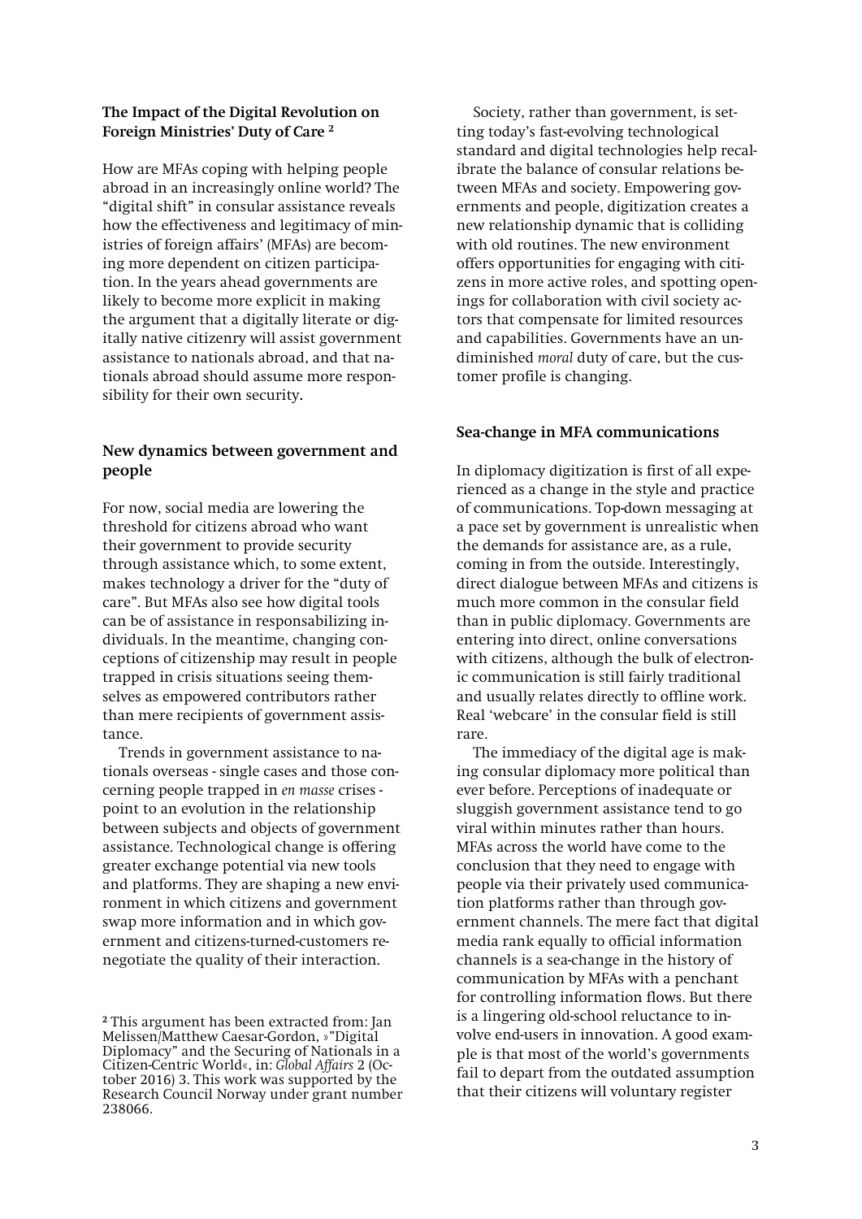### The Impact of the Digital Revolution on Foreign Ministries' Duty of Care [2]

How are MFAs coping with helping people abroad in an increasingly online world? The "digital shift" in consular assistance reveals how the effectiveness and legitimacy of ministries of foreign affairs' (MFAs) are becoming more dependent on citizen participation. In the years ahead governments are likely to become more explicit in making the argument that a digitally literate or digitally native citizenry will assist government assistance to nationals abroad, and that nationals abroad should assume more responsibility for their own security.

### New dynamics between government and people

For now, social media are lowering the threshold for citizens abroad who want their government to provide security through assistance which, to some extent, makes technology a driver for the "duty of care". But MFAs also see how digital tools can be of assistance in responsabilizing individuals. In the meantime, changing conceptions of citizenship may result in people trapped in crisis situations seeing themselves as empowered contributors rather than mere recipients of government assistance.

Trends in government assistance to nationals overseas - single cases and those concerning people trapped in *en masse* crises - point to an evolution in the relationship between subjects and objects of government assistance. Technological change is offering greater exchange potential via new tools and platforms. They are shaping a new environment in which citizens and government swap more information and in which government and citizens-turned-customers renegotiate the quality of their interaction.

Society, rather than government, is setting today's fast-evolving technological standard and digital technologies help recalibrate the balance of consular relations between MFAs and society. Empowering governments and people, digitization creates a new relationship dynamic that is colliding with old routines. The new environment offers opportunities for engaging with citizens in more active roles, and spotting openings for collaboration with civil society actors that compensate for limited resources and capabilities. Governments have an undiminished *moral* duty of care, but the customer profile is changing.

### Sea-change in MFA communications

In diplomacy digitization is first of all experienced as a change in the style and practice of communications. Top-down messaging at a pace set by government is unrealistic when the demands for assistance are, as a rule, coming in from the outside. Interestingly, direct dialogue between MFAs and citizens is much more common in the consular field than in public diplomacy. Governments are entering into direct, online conversations with citizens, although the bulk of electronic communication is still fairly traditional and usually relates directly to offline work. Real 'webcare' in the consular field is still rare.

The immediacy of the digital age is making consular diplomacy more political than ever before. Perceptions of inadequate or sluggish government assistance tend to go viral within minutes rather than hours. MFAs across the world have come to the conclusion that they need to engage with people via their privately used communication platforms rather than through government channels. The mere fact that digital media rank equally to official information channels is a sea-change in the history of communication by MFAs with a penchant for controlling information flows. But there is a lingering old-school reluctance to involve end-users in innovation. A good example is that most of the world's governments fail to depart from the outdated assumption that their citizens will voluntary register

[2] This argument has been extracted from: Jan Melissen/Matthew Caesar-Gordon, »"Digital Diplomacy" and the Securing of Nationals in a Citizen-Centric World«, in: *Global Affairs* 2 (October 2016) 3. This work was supported by the Research Council Norway under grant number 238066.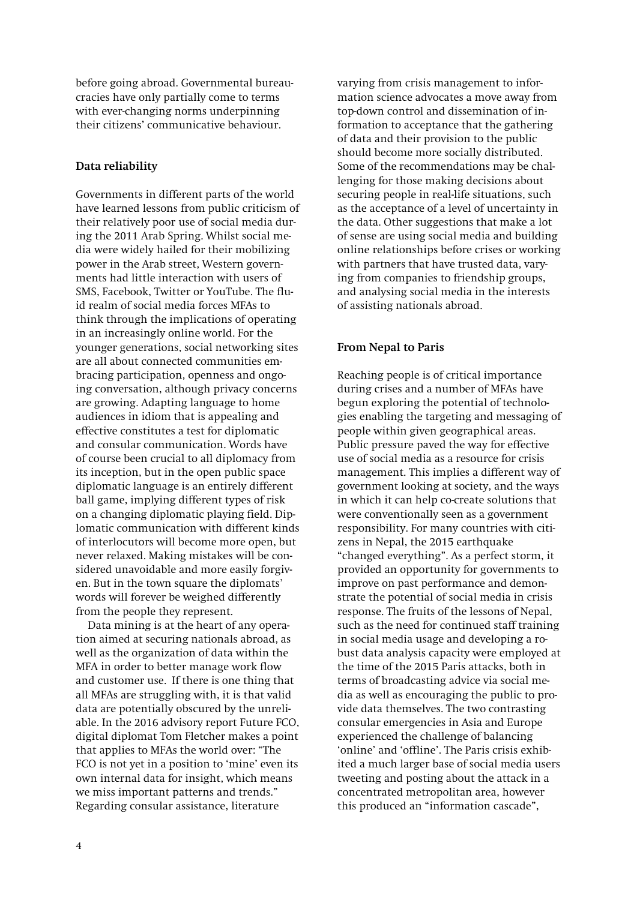before going abroad. Governmental bureaucracies have only partially come to terms with ever-changing norms underpinning their citizens' communicative behaviour.

### Data reliability

Governments in different parts of the world have learned lessons from public criticism of their relatively poor use of social media during the 2011 Arab Spring. Whilst social media were widely hailed for their mobilizing power in the Arab street, Western governments had little interaction with users of SMS, Facebook, Twitter or YouTube. The fluid realm of social media forces MFAs to think through the implications of operating in an increasingly online world. For the younger generations, social networking sites are all about connected communities embracing participation, openness and ongoing conversation, although privacy concerns are growing. Adapting language to home audiences in idiom that is appealing and effective constitutes a test for diplomatic and consular communication. Words have of course been crucial to all diplomacy from its inception, but in the open public space diplomatic language is an entirely different ball game, implying different types of risk on a changing diplomatic playing field. Diplomatic communication with different kinds of interlocutors will become more open, but never relaxed. Making mistakes will be considered unavoidable and more easily forgiven. But in the town square the diplomats' words will forever be weighed differently from the people they represent.

Data mining is at the heart of any operation aimed at securing nationals abroad, as well as the organization of data within the MFA in order to better manage work flow and customer use. If there is one thing that all MFAs are struggling with, it is that valid data are potentially obscured by the unreliable. In the 2016 advisory report Future FCO, digital diplomat Tom Fletcher makes a point that applies to MFAs the world over: "The FCO is not yet in a position to 'mine' even its own internal data for insight, which means we miss important patterns and trends." Regarding consular assistance, literature varying from crisis management to information science advocates a move away from top-down control and dissemination of information to acceptance that the gathering of data and their provision to the public should become more socially distributed. Some of the recommendations may be challenging for those making decisions about securing people in real-life situations, such as the acceptance of a level of uncertainty in the data. Other suggestions that make a lot of sense are using social media and building online relationships before crises or working with partners that have trusted data, varying from companies to friendship groups, and analysing social media in the interests of assisting nationals abroad.

### From Nepal to Paris

Reaching people is of critical importance during crises and a number of MFAs have begun exploring the potential of technologies enabling the targeting and messaging of people within given geographical areas. Public pressure paved the way for effective use of social media as a resource for crisis management. This implies a different way of government looking at society, and the ways in which it can help co-create solutions that were conventionally seen as a government responsibility. For many countries with citizens in Nepal, the 2015 earthquake "changed everything". As a perfect storm, it provided an opportunity for governments to improve on past performance and demonstrate the potential of social media in crisis response. The fruits of the lessons of Nepal, such as the need for continued staff training in social media usage and developing a robust data analysis capacity were employed at the time of the 2015 Paris attacks, both in terms of broadcasting advice via social media as well as encouraging the public to provide data themselves. The two contrasting consular emergencies in Asia and Europe experienced the challenge of balancing 'online' and 'offline'. The Paris crisis exhibited a much larger base of social media users tweeting and posting about the attack in a concentrated metropolitan area, however this produced an "information cascade",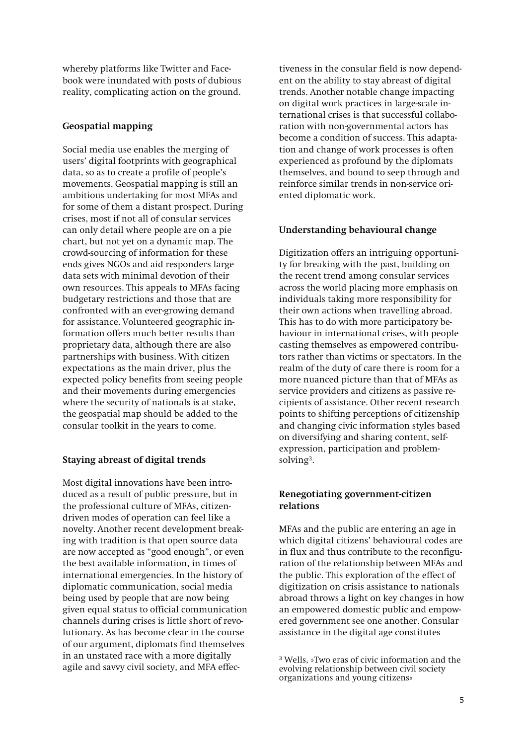whereby platforms like Twitter and Facebook were inundated with posts of dubious reality, complicating action on the ground.

### Geospatial mapping

Social media use enables the merging of users' digital footprints with geographical data, so as to create a profile of people's movements. Geospatial mapping is still an ambitious undertaking for most MFAs and for some of them a distant prospect. During crises, most if not all of consular services can only detail where people are on a pie chart, but not yet on a dynamic map. The crowd-sourcing of information for these ends gives NGOs and aid responders large data sets with minimal devotion of their own resources. This appeals to MFAs facing budgetary restrictions and those that are confronted with an ever-growing demand for assistance. Volunteered geographic information offers much better results than proprietary data, although there are also partnerships with business. With citizen expectations as the main driver, plus the expected policy benefits from seeing people and their movements during emergencies where the security of nationals is at stake, the geospatial map should be added to the consular toolkit in the years to come.

### Staying abreast of digital trends

Most digital innovations have been introduced as a result of public pressure, but in the professional culture of MFAs, citizen-driven modes of operation can feel like a novelty. Another recent development breaking with tradition is that open source data are now accepted as "good enough", or even the best available information, in times of international emergencies. In the history of diplomatic communication, social media being used by people that are now being given equal status to official communication channels during crises is little short of revolutionary. As has become clear in the course of our argument, diplomats find themselves in an unstated race with a more digitally agile and savvy civil society, and MFA effectiveness in the consular field is now dependent on the ability to stay abreast of digital trends. Another notable change impacting on digital work practices in large-scale international crises is that successful collaboration with non-governmental actors has become a condition of success. This adaptation and change of work processes is often experienced as profound by the diplomats themselves, and bound to seep through and reinforce similar trends in non-service oriented diplomatic work.

### Understanding behavioural change

Digitization offers an intriguing opportunity for breaking with the past, building on the recent trend among consular services across the world placing more emphasis on individuals taking more responsibility for their own actions when travelling abroad. This has to do with more participatory behaviour in international crises, with people casting themselves as empowered contributors rather than victims or spectators. In the realm of the duty of care there is room for a more nuanced picture than that of MFAs as service providers and citizens as passive recipients of assistance. Other recent research points to shifting perceptions of citizenship and changing civic information styles based on diversifying and sharing content, self-expression, participation and problem-solving[3].

### Renegotiating government-citizen relations

MFAs and the public are entering an age in which digital citizens' behavioural codes are in flux and thus contribute to the reconfiguration of the relationship between MFAs and the public. This exploration of the effect of digitization on crisis assistance to nationals abroad throws a light on key changes in how an empowered domestic public and empowered government see one another. Consular assistance in the digital age constitutes

[3] Wells, »Two eras of civic information and the evolving relationship between civil society organizations and young citizens«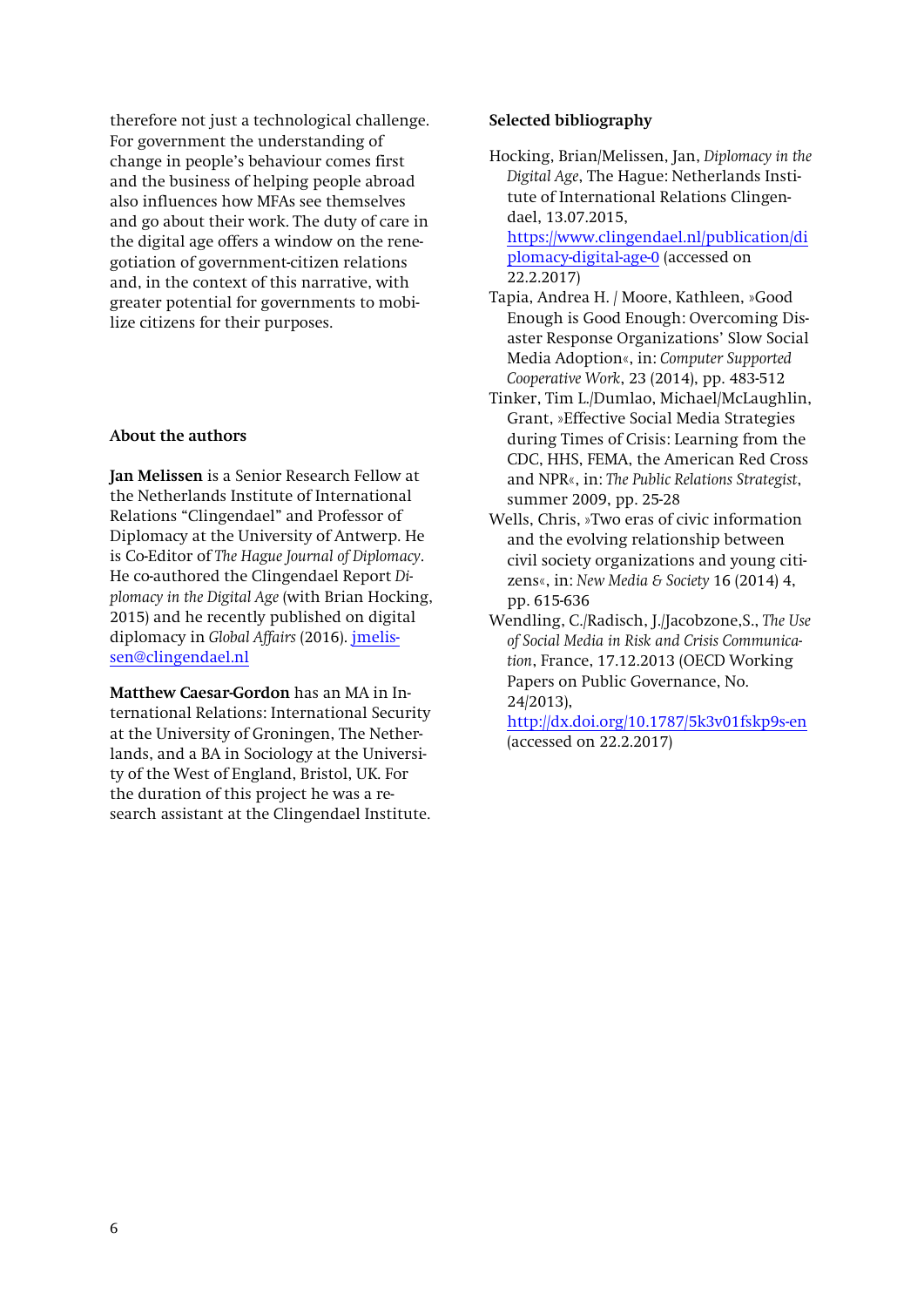therefore not just a technological challenge. For government the understanding of change in people's behaviour comes first and the business of helping people abroad also influences how MFAs see themselves and go about their work. The duty of care in the digital age offers a window on the renegotiation of government-citizen relations and, in the context of this narrative, with greater potential for governments to mobilize citizens for their purposes.

## About the authors

**Jan Melissen** is a Senior Research Fellow at the Netherlands Institute of International Relations "Clingendael" and Professor of Diplomacy at the University of Antwerp. He is Co-Editor of *The Hague Journal of Diplomacy*. He co-authored the Clingendael Report *Diplomacy in the Digital Age* (with Brian Hocking, 2015) and he recently published on digital diplomacy in *Global Affairs* (2016). jmelissen@clingendael.nl

**Matthew Caesar-Gordon** has an MA in International Relations: International Security at the University of Groningen, The Netherlands, and a BA in Sociology at the University of the West of England, Bristol, UK. For the duration of this project he was a research assistant at the Clingendael Institute.

## Selected bibliography

Hocking, Brian/Melissen, Jan, *Diplomacy in the Digital Age*, The Hague: Netherlands Institute of International Relations Clingendael, 13.07.2015, https://www.clingendael.nl/publication/diplomacy-digital-age-0 (accessed on 22.2.2017)

Tapia, Andrea H. / Moore, Kathleen, »Good Enough is Good Enough: Overcoming Disaster Response Organizations' Slow Social Media Adoption«, in: *Computer Supported Cooperative Work*, 23 (2014), pp. 483-512

Tinker, Tim L./Dumlao, Michael/McLaughlin, Grant, »Effective Social Media Strategies during Times of Crisis: Learning from the CDC, HHS, FEMA, the American Red Cross and NPR«, in: *The Public Relations Strategist*, summer 2009, pp. 25-28

Wells, Chris, »Two eras of civic information and the evolving relationship between civil society organizations and young citizens«, in: *New Media & Society* 16 (2014) 4, pp. 615-636

Wendling, C./Radisch, J./Jacobzone,S., *The Use of Social Media in Risk and Crisis Communication*, France, 17.12.2013 (OECD Working Papers on Public Governance, No. 24/2013), http://dx.doi.org/10.1787/5k3v01fskp9s-en (accessed on 22.2.2017)